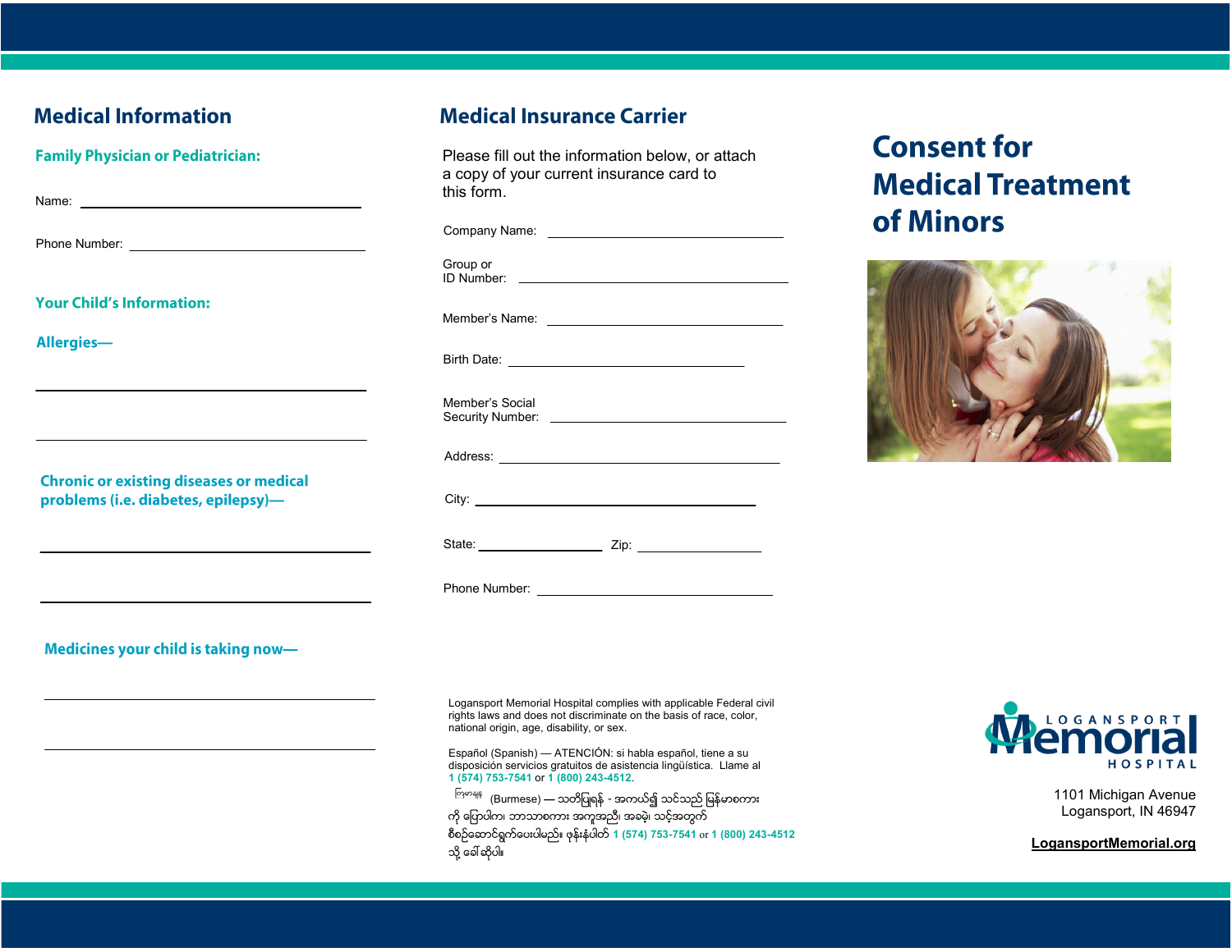## Medical Information

### Family Physician or Pediatrician:

Name: ______________________________

Phone Number: ______________________________

### Your Child's Information:

**Allergies—**

______________________________

______________________________

**Chronic or existing diseases or medical problems (i.e. diabetes, epilepsy)—**

______________________________

______________________________

**Medicines your child is taking now—**

______________________________

______________________________

## Medical Insurance Carrier

Please fill out the information below, or attach a copy of your current insurance card to this form.

Company Name: ______________________________

Group or ID Number: ______________________________

Member's Name: ______________________________

Birth Date: ______________________________

Member's Social Security Number: ______________________________

Address: ______________________________

City: ______________________________

State: ______________ Zip: ______________

Phone Number: ______________________________

Logansport Memorial Hospital complies with applicable Federal civil rights laws and does not discriminate on the basis of race, color, national origin, age, disability, or sex.

Español (Spanish) — ATENCIÓN: si habla español, tiene a su disposición servicios gratuitos de asistencia lingüística. Llame al **1 (574) 753-7541** or **1 (800) 243-4512**.

ကြေညာချက် (Burmese) — သတိပြုရန် - အကယ်၍ သင်သည် မြန်မာစကား ကို ပြောပါက၊ ဘာသာစကား အကူအညီ၊ အခမဲ့၊ သင့်အတွက် စီစဉ်ဆောင်ရွက်ပေးပါမည်။ ဖုန်းနံပါတ် **1 (574) 753-7541** or **1 (800) 243-4512** သို့ ခေါ်ဆိုပါ။

# Consent for Medical Treatment of Minors

LOGANSPORT Memorial HOSPITAL

1101 Michigan Avenue
Logansport, IN 46947

**LogansportMemorial.org**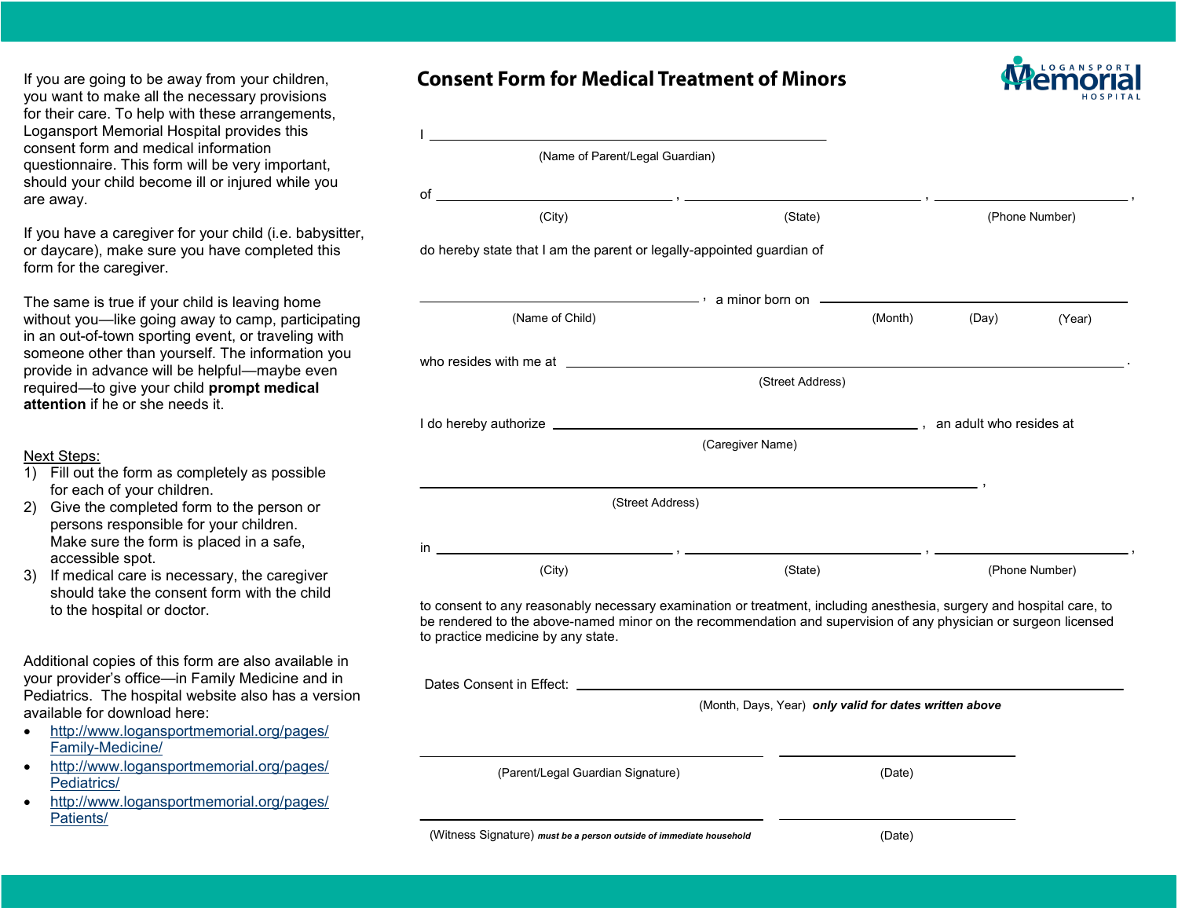If you are going to be away from your children, you want to make all the necessary provisions for their care. To help with these arrangements, Logansport Memorial Hospital provides this consent form and medical information questionnaire. This form will be very important, should your child become ill or injured while you are away.

If you have a caregiver for your child (i.e. babysitter, or daycare), make sure you have completed this form for the caregiver.

The same is true if your child is leaving home without you—like going away to camp, participating in an out-of-town sporting event, or traveling with someone other than yourself. The information you provide in advance will be helpful—maybe even required—to give your child **prompt medical attention** if he or she needs it.

Next Steps:

1) Fill out the form as completely as possible for each of your children.
2) Give the completed form to the person or persons responsible for your children. Make sure the form is placed in a safe, accessible spot.
3) If medical care is necessary, the caregiver should take the consent form with the child to the hospital or doctor.

Additional copies of this form are also available in your provider's office—in Family Medicine and in Pediatrics. The hospital website also has a version available for download here:

- http://www.logansportmemorial.org/pages/Family-Medicine/
- http://www.logansportmemorial.org/pages/Pediatrics/
- http://www.logansportmemorial.org/pages/Patients/

# Consent Form for Medical Treatment of Minors

Logansport Memorial Hospital

I ______________________________________________
(Name of Parent/Legal Guardian)

of ____________________, ____________________, ____________________,
(City) (State) (Phone Number)

do hereby state that I am the parent or legally-appointed guardian of

______________________________, a minor born on ______________________________
(Name of Child) (Month) (Day) (Year)

who resides with me at ______________________________________________.
(Street Address)

I do hereby authorize ______________________________, an adult who resides at
(Caregiver Name)

______________________________________________,
(Street Address)

in ____________________, ____________________, ____________________,
(City) (State) (Phone Number)

to consent to any reasonably necessary examination or treatment, including anesthesia, surgery and hospital care, to be rendered to the above-named minor on the recommendation and supervision of any physician or surgeon licensed to practice medicine by any state.

Dates Consent in Effect: ______________________________________________
(Month, Days, Year) ***only valid for dates written above***

______________________________ ____________________
(Parent/Legal Guardian Signature) (Date)

______________________________ ____________________
(Witness Signature) ***must be a person outside of immediate household*** (Date)